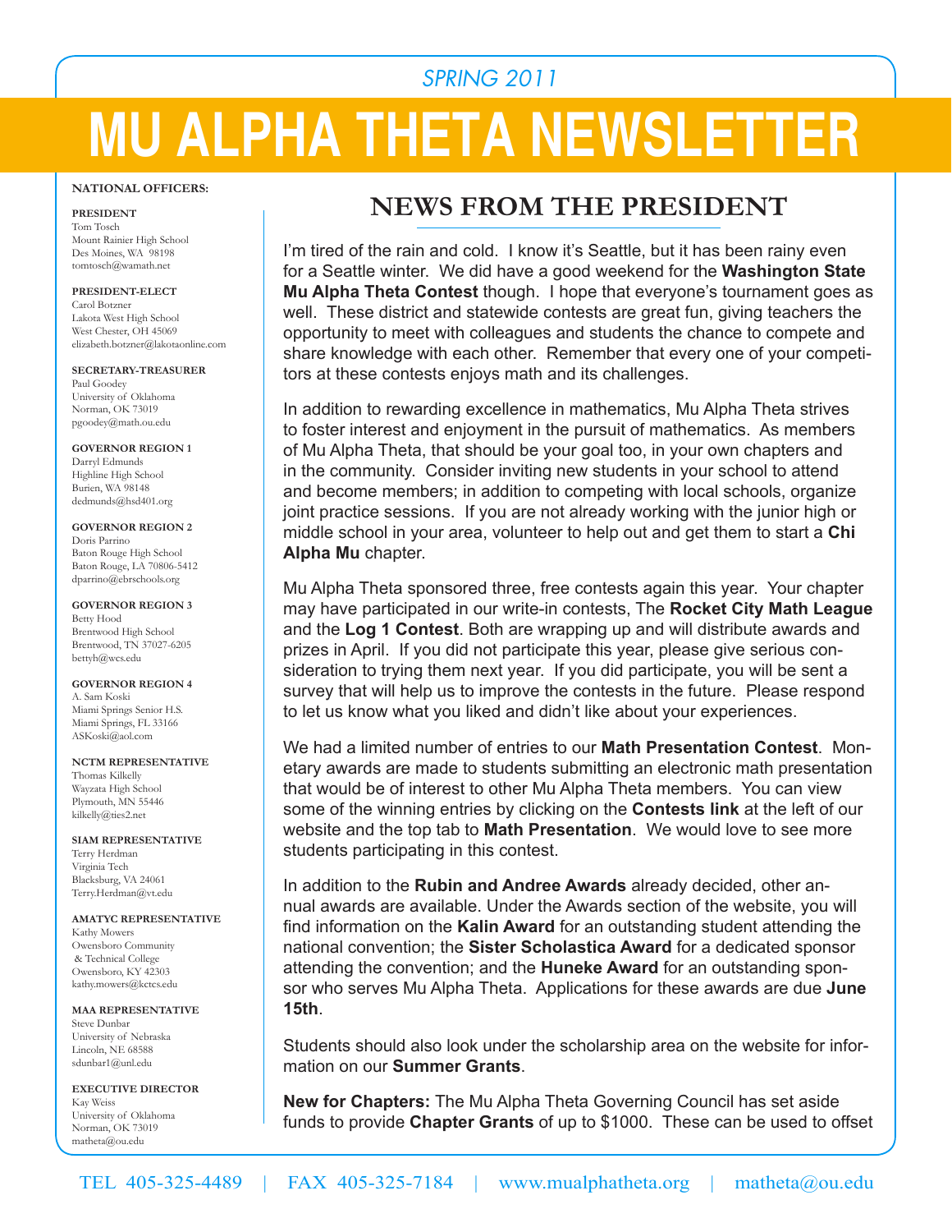*SPRING 2011*

# MU ALPHA THETA NEWSLETTER

**NATIONAL OFFICERS:**

**PRESIDENT**
Tom Tosch
Mount Rainier High School
Des Moines, WA 98198
tomtosch@wamath.net

**PRESIDENT-ELECT**
Carol Botzner
Lakota West High School
West Chester, OH 45069
elizabeth.botzner@lakotaonline.com

**SECRETARY-TREASURER**
Paul Goodey
University of Oklahoma
Norman, OK 73019
pgoodey@math.ou.edu

**GOVERNOR REGION 1**
Darryl Edmunds
Highline High School
Burien, WA 98148
dedmunds@hsd401.org

**GOVERNOR REGION 2**
Doris Parrino
Baton Rouge High School
Baton Rouge, LA 70806-5412
dparrino@ebrschools.org

**GOVERNOR REGION 3**
Betty Hood
Brentwood High School
Brentwood, TN 37027-6205
bettyh@wcs.edu

**GOVERNOR REGION 4**
A. Sam Koski
Miami Springs Senior H.S.
Miami Springs, FL 33166
ASKoski@aol.com

**NCTM REPRESENTATIVE**
Thomas Kilkelly
Wayzata High School
Plymouth, MN 55446
kilkelly@ties2.net

**SIAM REPRESENTATIVE**
Terry Herdman
Virginia Tech
Blacksburg, VA 24061
Terry.Herdman@vt.edu

**AMATYC REPRESENTATIVE**
Kathy Mowers
Owensboro Community & Technical College
Owensboro, KY 42303
kathy.mowers@kctcs.edu

**MAA REPRESENTATIVE**
Steve Dunbar
University of Nebraska
Lincoln, NE 68588
sdunbar1@unl.edu

**EXECUTIVE DIRECTOR**
Kay Weiss
University of Oklahoma
Norman, OK 73019
matheta@ou.edu

## NEWS FROM THE PRESIDENT

I'm tired of the rain and cold. I know it's Seattle, but it has been rainy even for a Seattle winter. We did have a good weekend for the **Washington State Mu Alpha Theta Contest** though. I hope that everyone's tournament goes as well. These district and statewide contests are great fun, giving teachers the opportunity to meet with colleagues and students the chance to compete and share knowledge with each other. Remember that every one of your competitors at these contests enjoys math and its challenges.

In addition to rewarding excellence in mathematics, Mu Alpha Theta strives to foster interest and enjoyment in the pursuit of mathematics. As members of Mu Alpha Theta, that should be your goal too, in your own chapters and in the community. Consider inviting new students in your school to attend and become members; in addition to competing with local schools, organize joint practice sessions. If you are not already working with the junior high or middle school in your area, volunteer to help out and get them to start a **Chi Alpha Mu** chapter.

Mu Alpha Theta sponsored three, free contests again this year. Your chapter may have participated in our write-in contests, The **Rocket City Math League** and the **Log 1 Contest**. Both are wrapping up and will distribute awards and prizes in April. If you did not participate this year, please give serious consideration to trying them next year. If you did participate, you will be sent a survey that will help us to improve the contests in the future. Please respond to let us know what you liked and didn't like about your experiences.

We had a limited number of entries to our **Math Presentation Contest**. Monetary awards are made to students submitting an electronic math presentation that would be of interest to other Mu Alpha Theta members. You can view some of the winning entries by clicking on the **Contests link** at the left of our website and the top tab to **Math Presentation**. We would love to see more students participating in this contest.

In addition to the **Rubin and Andree Awards** already decided, other annual awards are available. Under the Awards section of the website, you will find information on the **Kalin Award** for an outstanding student attending the national convention; the **Sister Scholastica Award** for a dedicated sponsor attending the convention; and the **Huneke Award** for an outstanding sponsor who serves Mu Alpha Theta. Applications for these awards are due **June 15th**.

Students should also look under the scholarship area on the website for information on our **Summer Grants**.

**New for Chapters:** The Mu Alpha Theta Governing Council has set aside funds to provide **Chapter Grants** of up to $1000. These can be used to offset

TEL 405-325-4489 | FAX 405-325-7184 | www.mualphatheta.org | matheta@ou.edu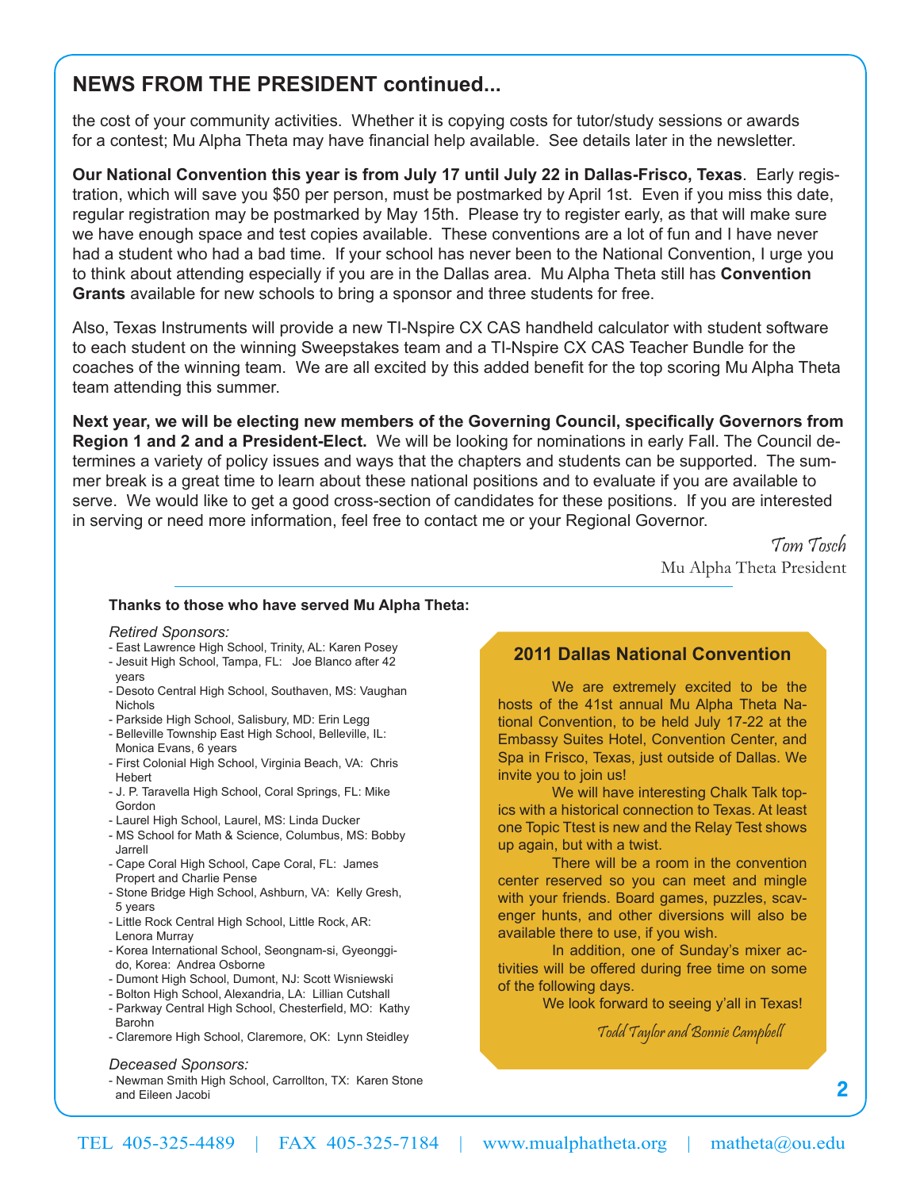## NEWS FROM THE PRESIDENT continued...

the cost of your community activities. Whether it is copying costs for tutor/study sessions or awards for a contest; Mu Alpha Theta may have financial help available. See details later in the newsletter.

**Our National Convention this year is from July 17 until July 22 in Dallas-Frisco, Texas**. Early registration, which will save you $50 per person, must be postmarked by April 1st. Even if you miss this date, regular registration may be postmarked by May 15th. Please try to register early, as that will make sure we have enough space and test copies available. These conventions are a lot of fun and I have never had a student who had a bad time. If your school has never been to the National Convention, I urge you to think about attending especially if you are in the Dallas area. Mu Alpha Theta still has **Convention Grants** available for new schools to bring a sponsor and three students for free.

Also, Texas Instruments will provide a new TI-Nspire CX CAS handheld calculator with student software to each student on the winning Sweepstakes team and a TI-Nspire CX CAS Teacher Bundle for the coaches of the winning team. We are all excited by this added benefit for the top scoring Mu Alpha Theta team attending this summer.

**Next year, we will be electing new members of the Governing Council, specifically Governors from Region 1 and 2 and a President-Elect.** We will be looking for nominations in early Fall. The Council determines a variety of policy issues and ways that the chapters and students can be supported. The summer break is a great time to learn about these national positions and to evaluate if you are available to serve. We would like to get a good cross-section of candidates for these positions. If you are interested in serving or need more information, feel free to contact me or your Regional Governor.

*Tom Tosch*
Mu Alpha Theta President

**Thanks to those who have served Mu Alpha Theta:**

*Retired Sponsors:*

- East Lawrence High School, Trinity, AL: Karen Posey
- Jesuit High School, Tampa, FL: Joe Blanco after 42 years
- Desoto Central High School, Southaven, MS: Vaughan Nichols
- Parkside High School, Salisbury, MD: Erin Legg
- Belleville Township East High School, Belleville, IL: Monica Evans, 6 years
- First Colonial High School, Virginia Beach, VA: Chris Hebert
- J. P. Taravella High School, Coral Springs, FL: Mike Gordon
- Laurel High School, Laurel, MS: Linda Ducker
- MS School for Math & Science, Columbus, MS: Bobby Jarrell
- Cape Coral High School, Cape Coral, FL: James Propert and Charlie Pense
- Stone Bridge High School, Ashburn, VA: Kelly Gresh, 5 years
- Little Rock Central High School, Little Rock, AR: Lenora Murray
- Korea International School, Seongnam-si, Gyeonggi-do, Korea: Andrea Osborne
- Dumont High School, Dumont, NJ: Scott Wisniewski
- Bolton High School, Alexandria, LA: Lillian Cutshall
- Parkway Central High School, Chesterfield, MO: Kathy Barohn
- Claremore High School, Claremore, OK: Lynn Steidley

*Deceased Sponsors:*

- Newman Smith High School, Carrollton, TX: Karen Stone and Eileen Jacobi

### 2011 Dallas National Convention

We are extremely excited to be the hosts of the 41st annual Mu Alpha Theta National Convention, to be held July 17-22 at the Embassy Suites Hotel, Convention Center, and Spa in Frisco, Texas, just outside of Dallas. We invite you to join us!

We will have interesting Chalk Talk topics with a historical connection to Texas. At least one Topic Ttest is new and the Relay Test shows up again, but with a twist.

There will be a room in the convention center reserved so you can meet and mingle with your friends. Board games, puzzles, scavenger hunts, and other diversions will also be available there to use, if you wish.

In addition, one of Sunday's mixer activities will be offered during free time on some of the following days.

We look forward to seeing y'all in Texas!

*Todd Taylor and Bonnie Campbell*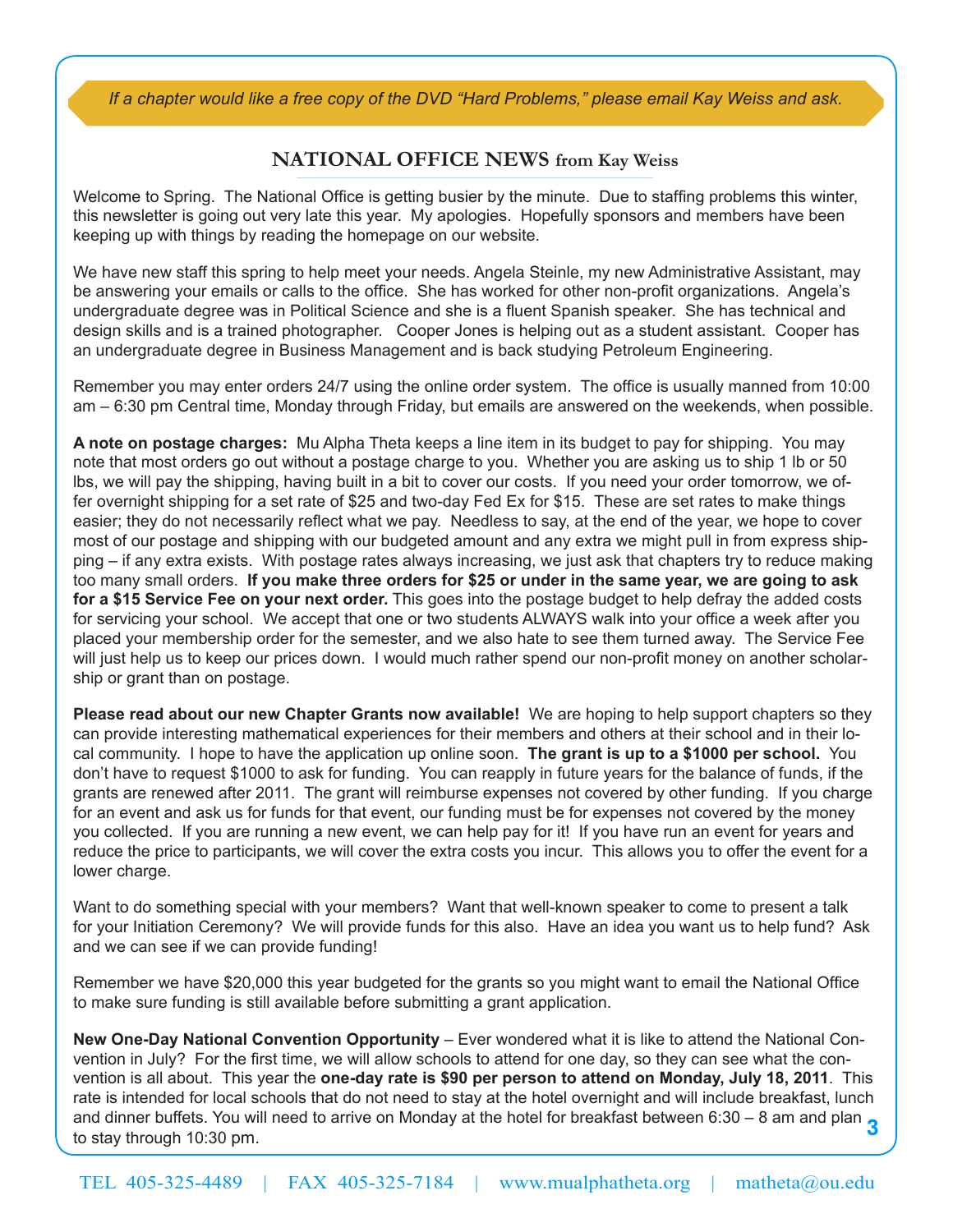*If a chapter would like a free copy of the DVD "Hard Problems," please email Kay Weiss and ask.*

## NATIONAL OFFICE NEWS from Kay Weiss

Welcome to Spring. The National Office is getting busier by the minute. Due to staffing problems this winter, this newsletter is going out very late this year. My apologies. Hopefully sponsors and members have been keeping up with things by reading the homepage on our website.

We have new staff this spring to help meet your needs. Angela Steinle, my new Administrative Assistant, may be answering your emails or calls to the office. She has worked for other non-profit organizations. Angela's undergraduate degree was in Political Science and she is a fluent Spanish speaker. She has technical and design skills and is a trained photographer. Cooper Jones is helping out as a student assistant. Cooper has an undergraduate degree in Business Management and is back studying Petroleum Engineering.

Remember you may enter orders 24/7 using the online order system. The office is usually manned from 10:00 am – 6:30 pm Central time, Monday through Friday, but emails are answered on the weekends, when possible.

**A note on postage charges:** Mu Alpha Theta keeps a line item in its budget to pay for shipping. You may note that most orders go out without a postage charge to you. Whether you are asking us to ship 1 lb or 50 lbs, we will pay the shipping, having built in a bit to cover our costs. If you need your order tomorrow, we offer overnight shipping for a set rate of $25 and two-day Fed Ex for $15. These are set rates to make things easier; they do not necessarily reflect what we pay. Needless to say, at the end of the year, we hope to cover most of our postage and shipping with our budgeted amount and any extra we might pull in from express shipping – if any extra exists. With postage rates always increasing, we just ask that chapters try to reduce making too many small orders. **If you make three orders for $25 or under in the same year, we are going to ask for a $15 Service Fee on your next order.** This goes into the postage budget to help defray the added costs for servicing your school. We accept that one or two students ALWAYS walk into your office a week after you placed your membership order for the semester, and we also hate to see them turned away. The Service Fee will just help us to keep our prices down. I would much rather spend our non-profit money on another scholarship or grant than on postage.

**Please read about our new Chapter Grants now available!** We are hoping to help support chapters so they can provide interesting mathematical experiences for their members and others at their school and in their local community. I hope to have the application up online soon. **The grant is up to a $1000 per school.** You don't have to request $1000 to ask for funding. You can reapply in future years for the balance of funds, if the grants are renewed after 2011. The grant will reimburse expenses not covered by other funding. If you charge for an event and ask us for funds for that event, our funding must be for expenses not covered by the money you collected. If you are running a new event, we can help pay for it! If you have run an event for years and reduce the price to participants, we will cover the extra costs you incur. This allows you to offer the event for a lower charge.

Want to do something special with your members? Want that well-known speaker to come to present a talk for your Initiation Ceremony? We will provide funds for this also. Have an idea you want us to help fund? Ask and we can see if we can provide funding!

Remember we have $20,000 this year budgeted for the grants so you might want to email the National Office to make sure funding is still available before submitting a grant application.

**New One-Day National Convention Opportunity** – Ever wondered what it is like to attend the National Convention in July? For the first time, we will allow schools to attend for one day, so they can see what the convention is all about. This year the **one-day rate is $90 per person to attend on Monday, July 18, 2011**. This rate is intended for local schools that do not need to stay at the hotel overnight and will include breakfast, lunch and dinner buffets. You will need to arrive on Monday at the hotel for breakfast between 6:30 – 8 am and plan to stay through 10:30 pm.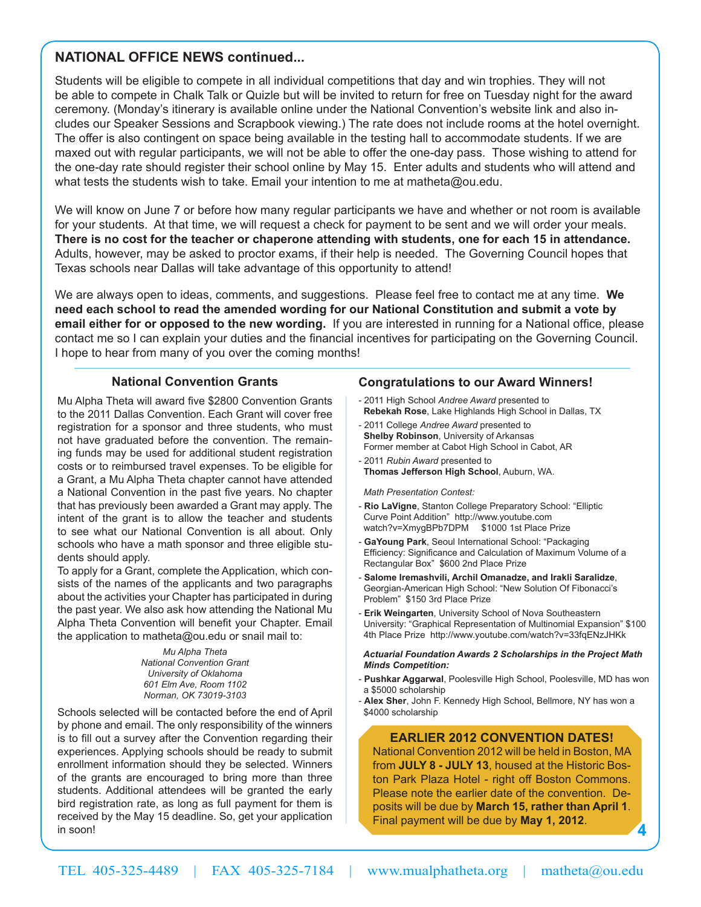## NATIONAL OFFICE NEWS continued...

Students will be eligible to compete in all individual competitions that day and win trophies. They will not be able to compete in Chalk Talk or Quizle but will be invited to return for free on Tuesday night for the award ceremony. (Monday's itinerary is available online under the National Convention's website link and also includes our Speaker Sessions and Scrapbook viewing.) The rate does not include rooms at the hotel overnight. The offer is also contingent on space being available in the testing hall to accommodate students. If we are maxed out with regular participants, we will not be able to offer the one-day pass. Those wishing to attend for the one-day rate should register their school online by May 15. Enter adults and students who will attend and what tests the students wish to take. Email your intention to me at matheta@ou.edu.

We will know on June 7 or before how many regular participants we have and whether or not room is available for your students. At that time, we will request a check for payment to be sent and we will order your meals. **There is no cost for the teacher or chaperone attending with students, one for each 15 in attendance.** Adults, however, may be asked to proctor exams, if their help is needed. The Governing Council hopes that Texas schools near Dallas will take advantage of this opportunity to attend!

We are always open to ideas, comments, and suggestions. Please feel free to contact me at any time. **We need each school to read the amended wording for our National Constitution and submit a vote by email either for or opposed to the new wording.** If you are interested in running for a National office, please contact me so I can explain your duties and the financial incentives for participating on the Governing Council. I hope to hear from many of you over the coming months!

### National Convention Grants

Mu Alpha Theta will award five $2800 Convention Grants to the 2011 Dallas Convention. Each Grant will cover free registration for a sponsor and three students, who must not have graduated before the convention. The remaining funds may be used for additional student registration costs or to reimbursed travel expenses. To be eligible for a Grant, a Mu Alpha Theta chapter cannot have attended a National Convention in the past five years. No chapter that has previously been awarded a Grant may apply. The intent of the grant is to allow the teacher and students to see what our National Convention is all about. Only schools who have a math sponsor and three eligible students should apply.

To apply for a Grant, complete the Application, which consists of the names of the applicants and two paragraphs about the activities your Chapter has participated in during the past year. We also ask how attending the National Mu Alpha Theta Convention will benefit your Chapter. Email the application to matheta@ou.edu or snail mail to:

*Mu Alpha Theta*
*National Convention Grant*
*University of Oklahoma*
*601 Elm Ave, Room 1102*
*Norman, OK 73019-3103*

Schools selected will be contacted before the end of April by phone and email. The only responsibility of the winners is to fill out a survey after the Convention regarding their experiences. Applying schools should be ready to submit enrollment information should they be selected. Winners of the grants are encouraged to bring more than three students. Additional attendees will be granted the early bird registration rate, as long as full payment for them is received by the May 15 deadline. So, get your application in soon!

### Congratulations to our Award Winners!

- 2011 High School *Andree Award* presented to **Rebekah Rose**, Lake Highlands High School in Dallas, TX
- 2011 College *Andree Award* presented to **Shelby Robinson**, University of Arkansas Former member at Cabot High School in Cabot, AR
- 2011 *Rubin Award* presented to **Thomas Jefferson High School**, Auburn, WA.

*Math Presentation Contest:*

- **Rio LaVigne**, Stanton College Preparatory School: "Elliptic Curve Point Addition" http://www.youtube.com watch?v=XmygBPb7DPM $1000 1st Place Prize
- **GaYoung Park**, Seoul International School: "Packaging Efficiency: Significance and Calculation of Maximum Volume of a Rectangular Box" $600 2nd Place Prize
- **Salome Iremashvili, Archil Omanadze, and Irakli Saralidze**, Georgian-American High School: "New Solution Of Fibonacci's Problem" $150 3rd Place Prize
- **Erik Weingarten**, University School of Nova Southeastern University: "Graphical Representation of Multinomial Expansion" $100 4th Place Prize http://www.youtube.com/watch?v=33fqENzJHKk

***Actuarial Foundation Awards 2 Scholarships in the Project Math Minds Competition:***

- **Pushkar Aggarwal**, Poolesville High School, Poolesville, MD has won a $5000 scholarship
- **Alex Sher**, John F. Kennedy High School, Bellmore, NY has won a $4000 scholarship

### EARLIER 2012 CONVENTION DATES!

National Convention 2012 will be held in Boston, MA from **JULY 8 - JULY 13**, housed at the Historic Boston Park Plaza Hotel - right off Boston Commons. Please note the earlier date of the convention. Deposits will be due by **March 15, rather than April 1**. Final payment will be due by **May 1, 2012**.

TEL 405-325-4489 | FAX 405-325-7184 | www.mualphatheta.org | matheta@ou.edu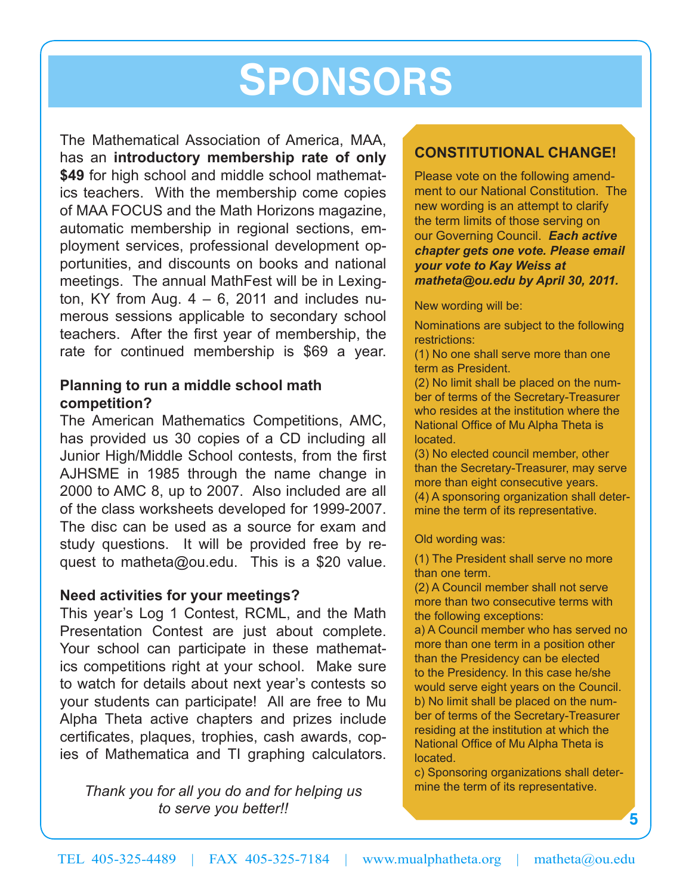# SPONSORS

The Mathematical Association of America, MAA, has an **introductory membership rate of only $49** for high school and middle school mathematics teachers. With the membership come copies of MAA FOCUS and the Math Horizons magazine, automatic membership in regional sections, employment services, professional development opportunities, and discounts on books and national meetings. The annual MathFest will be in Lexington, KY from Aug. 4 – 6, 2011 and includes numerous sessions applicable to secondary school teachers. After the first year of membership, the rate for continued membership is $69 a year.

**Planning to run a middle school math competition?**

The American Mathematics Competitions, AMC, has provided us 30 copies of a CD including all Junior High/Middle School contests, from the first AJHSME in 1985 through the name change in 2000 to AMC 8, up to 2007. Also included are all of the class worksheets developed for 1999-2007. The disc can be used as a source for exam and study questions. It will be provided free by request to matheta@ou.edu. This is a $20 value.

**Need activities for your meetings?**

This year's Log 1 Contest, RCML, and the Math Presentation Contest are just about complete. Your school can participate in these mathematics competitions right at your school. Make sure to watch for details about next year's contests so your students can participate! All are free to Mu Alpha Theta active chapters and prizes include certificates, plaques, trophies, cash awards, copies of Mathematica and TI graphing calculators.

*Thank you for all you do and for helping us to serve you better!!*

## CONSTITUTIONAL CHANGE!

Please vote on the following amendment to our National Constitution. The new wording is an attempt to clarify the term limits of those serving on our Governing Council. ***Each active chapter gets one vote. Please email your vote to Kay Weiss at matheta@ou.edu by April 30, 2011.***

New wording will be:

Nominations are subject to the following restrictions:
(1) No one shall serve more than one term as President.
(2) No limit shall be placed on the number of terms of the Secretary-Treasurer who resides at the institution where the National Office of Mu Alpha Theta is located.
(3) No elected council member, other than the Secretary-Treasurer, may serve more than eight consecutive years.
(4) A sponsoring organization shall determine the term of its representative.

Old wording was:

(1) The President shall serve no more than one term.
(2) A Council member shall not serve more than two consecutive terms with the following exceptions:
a) A Council member who has served no more than one term in a position other than the Presidency can be elected to the Presidency. In this case he/she would serve eight years on the Council.
b) No limit shall be placed on the number of terms of the Secretary-Treasurer residing at the institution at which the National Office of Mu Alpha Theta is located.
c) Sponsoring organizations shall determine the term of its representative.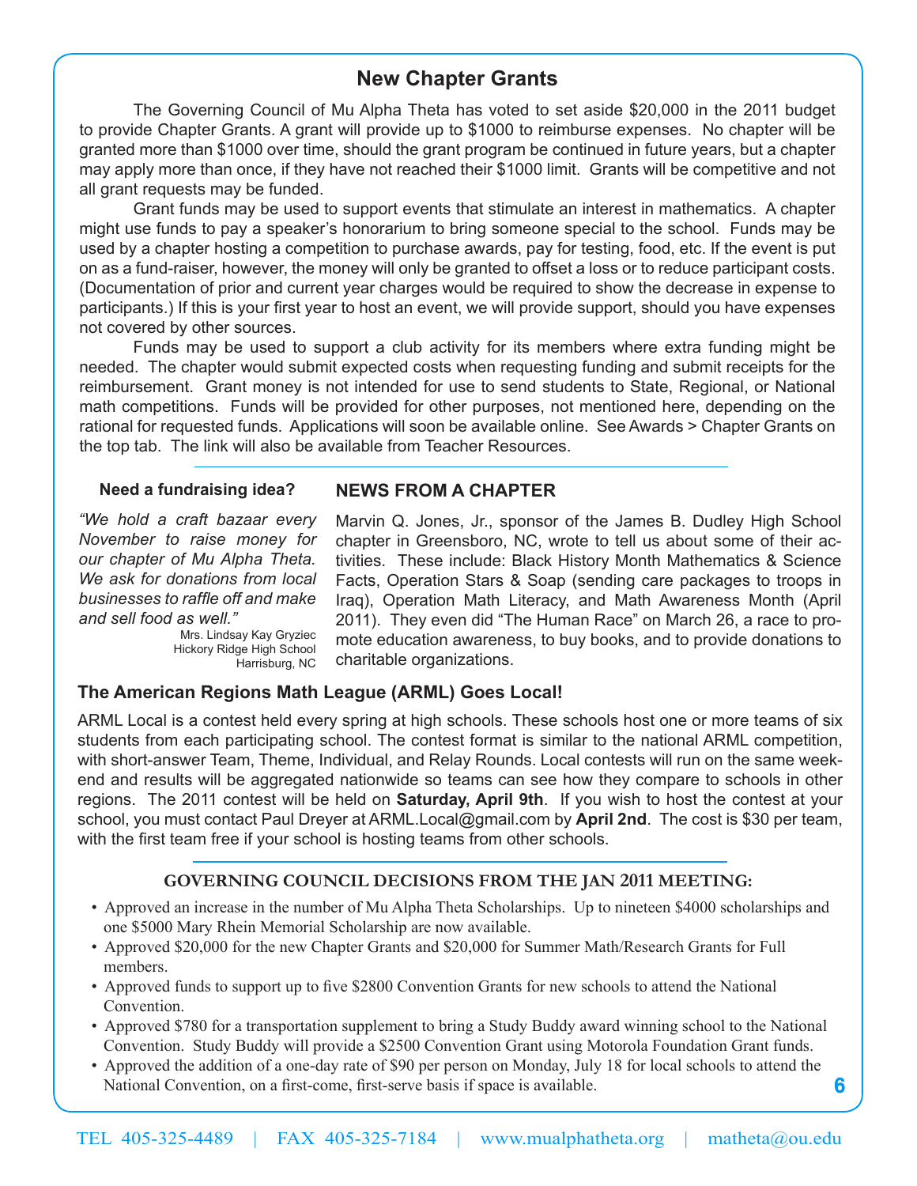## New Chapter Grants

The Governing Council of Mu Alpha Theta has voted to set aside $20,000 in the 2011 budget to provide Chapter Grants. A grant will provide up to $1000 to reimburse expenses. No chapter will be granted more than $1000 over time, should the grant program be continued in future years, but a chapter may apply more than once, if they have not reached their $1000 limit. Grants will be competitive and not all grant requests may be funded.

Grant funds may be used to support events that stimulate an interest in mathematics. A chapter might use funds to pay a speaker's honorarium to bring someone special to the school. Funds may be used by a chapter hosting a competition to purchase awards, pay for testing, food, etc. If the event is put on as a fund-raiser, however, the money will only be granted to offset a loss or to reduce participant costs. (Documentation of prior and current year charges would be required to show the decrease in expense to participants.) If this is your first year to host an event, we will provide support, should you have expenses not covered by other sources.

Funds may be used to support a club activity for its members where extra funding might be needed. The chapter would submit expected costs when requesting funding and submit receipts for the reimbursement. Grant money is not intended for use to send students to State, Regional, or National math competitions. Funds will be provided for other purposes, not mentioned here, depending on the rational for requested funds. Applications will soon be available online. See Awards > Chapter Grants on the top tab. The link will also be available from Teacher Resources.

---

**Need a fundraising idea?**

*"We hold a craft bazaar every November to raise money for our chapter of Mu Alpha Theta. We ask for donations from local businesses to raffle off and make and sell food as well."*

Mrs. Lindsay Kay Gryziec
Hickory Ridge High School
Harrisburg, NC

### NEWS FROM A CHAPTER

Marvin Q. Jones, Jr., sponsor of the James B. Dudley High School chapter in Greensboro, NC, wrote to tell us about some of their activities. These include: Black History Month Mathematics & Science Facts, Operation Stars & Soap (sending care packages to troops in Iraq), Operation Math Literacy, and Math Awareness Month (April 2011). They even did "The Human Race" on March 26, a race to promote education awareness, to buy books, and to provide donations to charitable organizations.

### The American Regions Math League (ARML) Goes Local!

ARML Local is a contest held every spring at high schools. These schools host one or more teams of six students from each participating school. The contest format is similar to the national ARML competition, with short-answer Team, Theme, Individual, and Relay Rounds. Local contests will run on the same weekend and results will be aggregated nationwide so teams can see how they compare to schools in other regions. The 2011 contest will be held on **Saturday, April 9th**. If you wish to host the contest at your school, you must contact Paul Dreyer at ARML.Local@gmail.com by **April 2nd**. The cost is $30 per team, with the first team free if your school is hosting teams from other schools.

---

### GOVERNING COUNCIL DECISIONS FROM THE JAN 2011 MEETING:

- Approved an increase in the number of Mu Alpha Theta Scholarships. Up to nineteen $4000 scholarships and one $5000 Mary Rhein Memorial Scholarship are now available.
- Approved $20,000 for the new Chapter Grants and $20,000 for Summer Math/Research Grants for Full members.
- Approved funds to support up to five $2800 Convention Grants for new schools to attend the National Convention.
- Approved $780 for a transportation supplement to bring a Study Buddy award winning school to the National Convention. Study Buddy will provide a $2500 Convention Grant using Motorola Foundation Grant funds.
- Approved the addition of a one-day rate of $90 per person on Monday, July 18 for local schools to attend the National Convention, on a first-come, first-serve basis if space is available.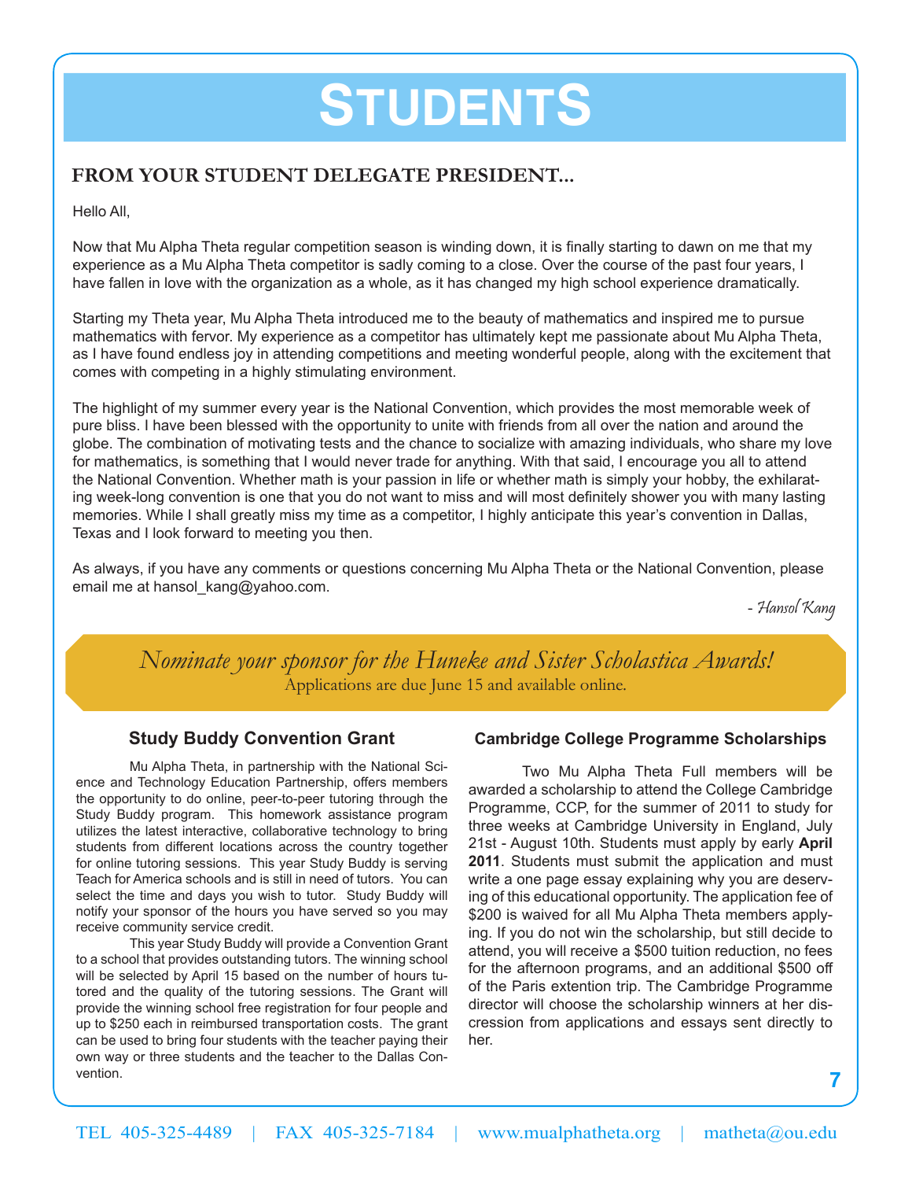# STUDENTS

## FROM YOUR STUDENT DELEGATE PRESIDENT...

Hello All,

Now that Mu Alpha Theta regular competition season is winding down, it is finally starting to dawn on me that my experience as a Mu Alpha Theta competitor is sadly coming to a close. Over the course of the past four years, I have fallen in love with the organization as a whole, as it has changed my high school experience dramatically.

Starting my Theta year, Mu Alpha Theta introduced me to the beauty of mathematics and inspired me to pursue mathematics with fervor. My experience as a competitor has ultimately kept me passionate about Mu Alpha Theta, as I have found endless joy in attending competitions and meeting wonderful people, along with the excitement that comes with competing in a highly stimulating environment.

The highlight of my summer every year is the National Convention, which provides the most memorable week of pure bliss. I have been blessed with the opportunity to unite with friends from all over the nation and around the globe. The combination of motivating tests and the chance to socialize with amazing individuals, who share my love for mathematics, is something that I would never trade for anything. With that said, I encourage you all to attend the National Convention. Whether math is your passion in life or whether math is simply your hobby, the exhilarating week-long convention is one that you do not want to miss and will most definitely shower you with many lasting memories. While I shall greatly miss my time as a competitor, I highly anticipate this year's convention in Dallas, Texas and I look forward to meeting you then.

As always, if you have any comments or questions concerning Mu Alpha Theta or the National Convention, please email me at hansol_kang@yahoo.com.

*- Hansol Kang*

*Nominate your sponsor for the Huneke and Sister Scholastica Awards!*
Applications are due June 15 and available online.

### Study Buddy Convention Grant

Mu Alpha Theta, in partnership with the National Science and Technology Education Partnership, offers members the opportunity to do online, peer-to-peer tutoring through the Study Buddy program. This homework assistance program utilizes the latest interactive, collaborative technology to bring students from different locations across the country together for online tutoring sessions. This year Study Buddy is serving Teach for America schools and is still in need of tutors. You can select the time and days you wish to tutor. Study Buddy will notify your sponsor of the hours you have served so you may receive community service credit.

This year Study Buddy will provide a Convention Grant to a school that provides outstanding tutors. The winning school will be selected by April 15 based on the number of hours tutored and the quality of the tutoring sessions. The Grant will provide the winning school free registration for four people and up to $250 each in reimbursed transportation costs. The grant can be used to bring four students with the teacher paying their own way or three students and the teacher to the Dallas Convention.

### Cambridge College Programme Scholarships

Two Mu Alpha Theta Full members will be awarded a scholarship to attend the College Cambridge Programme, CCP, for the summer of 2011 to study for three weeks at Cambridge University in England, July 21st - August 10th. Students must apply by early **April 2011**. Students must submit the application and must write a one page essay explaining why you are deserving of this educational opportunity. The application fee of $200 is waived for all Mu Alpha Theta members applying. If you do not win the scholarship, but still decide to attend, you will receive a $500 tuition reduction, no fees for the afternoon programs, and an additional $500 off of the Paris extention trip. The Cambridge Programme director will choose the scholarship winners at her discression from applications and essays sent directly to her.